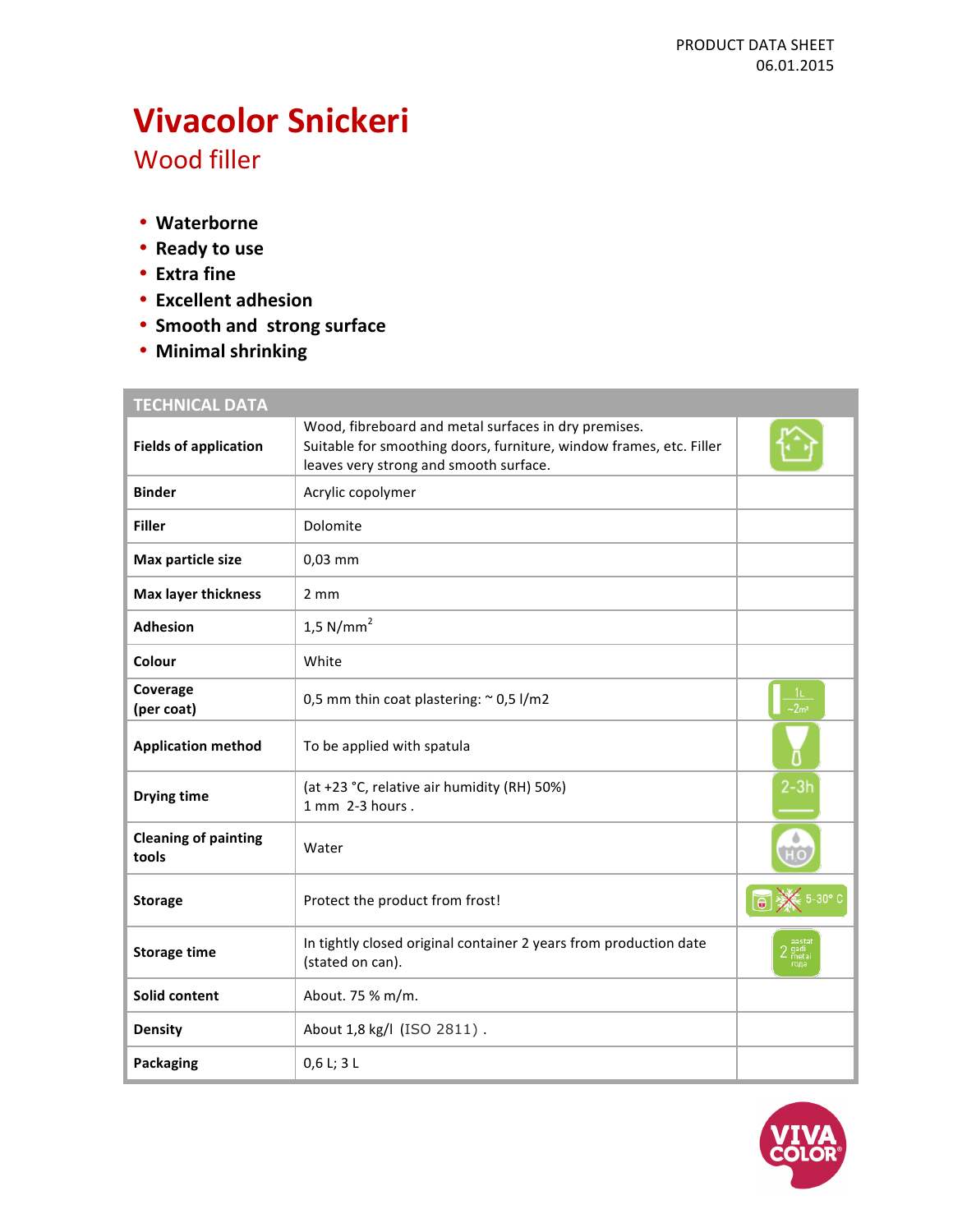PRODUCT DATA SHEET
06.01.2015

# Vivacolor Snickeri

## Wood filler

- **Waterborne**
- **Ready to use**
- **Extra fine**
- **Excellent adhesion**
- **Smooth and strong surface**
- **Minimal shrinking**

| TECHNICAL DATA | | |
|---|---|---|
| **Fields of application** | Wood, fibreboard and metal surfaces in dry premises. Suitable for smoothing doors, furniture, window frames, etc. Filler leaves very strong and smooth surface. | |
| **Binder** | Acrylic copolymer | |
| **Filler** | Dolomite | |
| **Max particle size** | 0,03 mm | |
| **Max layer thickness** | 2 mm | |
| **Adhesion** | 1,5 N/mm$^2$ | |
| **Colour** | White | |
| **Coverage (per coat)** | 0,5 mm thin coat plastering: ~ 0,5 l/m2 | 1L ~2m² |
| **Application method** | To be applied with spatula | |
| **Drying time** | (at +23 °C, relative air humidity (RH) 50%) 1 mm 2-3 hours . | 2-3h |
| **Cleaning of painting tools** | Water | $H_2O$ |
| **Storage** | Protect the product from frost! | 5-30° C |
| **Storage time** | In tightly closed original container 2 years from production date (stated on can). | 2 aastat gadi metai годa |
| **Solid content** | About. 75 % m/m. | |
| **Density** | About 1,8 kg/l (ISO 2811) . | |
| **Packaging** | 0,6 L; 3 L | |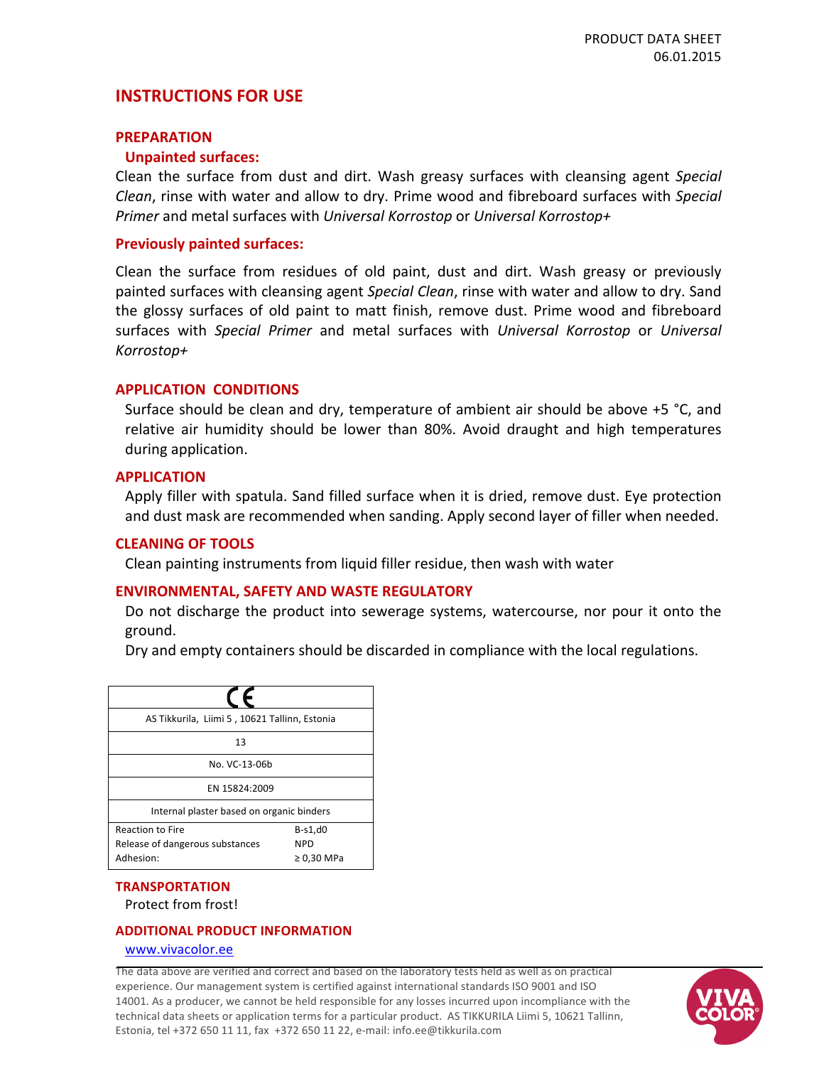# INSTRUCTIONS FOR USE

## PREPARATION

### Unpainted surfaces:

Clean the surface from dust and dirt. Wash greasy surfaces with cleansing agent *Special Clean*, rinse with water and allow to dry. Prime wood and fibreboard surfaces with *Special Primer* and metal surfaces with *Universal Korrostop* or *Universal Korrostop+*

### Previously painted surfaces:

Clean the surface from residues of old paint, dust and dirt. Wash greasy or previously painted surfaces with cleansing agent *Special Clean*, rinse with water and allow to dry. Sand the glossy surfaces of old paint to matt finish, remove dust. Prime wood and fibreboard surfaces with *Special Primer* and metal surfaces with *Universal Korrostop* or *Universal Korrostop+*

## APPLICATION CONDITIONS

Surface should be clean and dry, temperature of ambient air should be above +5 °C, and relative air humidity should be lower than 80%. Avoid draught and high temperatures during application.

## APPLICATION

Apply filler with spatula. Sand filled surface when it is dried, remove dust. Eye protection and dust mask are recommended when sanding. Apply second layer of filler when needed.

## CLEANING OF TOOLS

Clean painting instruments from liquid filler residue, then wash with water

## ENVIRONMENTAL, SAFETY AND WASTE REGULATORY

Do not discharge the product into sewerage systems, watercourse, nor pour it onto the ground.

Dry and empty containers should be discarded in compliance with the local regulations.

| CE | |
|---|---|
| AS Tikkurila, Liimi 5 , 10621 Tallinn, Estonia | |
| 13 | |
| No. VC-13-06b | |
| EN 15824:2009 | |
| Internal plaster based on organic binders | |
| Reaction to Fire | B-s1,d0 |
| Release of dangerous substances | NPD |
| Adhesion: | ≥ 0,30 MPa |

## TRANSPORTATION

Protect from frost!

## ADDITIONAL PRODUCT INFORMATION

www.vivacolor.ee

The data above are verified and correct and based on the laboratory tests held as well as on practical experience. Our management system is certified against international standards ISO 9001 and ISO 14001. As a producer, we cannot be held responsible for any losses incurred upon incompliance with the technical data sheets or application terms for a particular product. AS TIKKURILA Liimi 5, 10621 Tallinn, Estonia, tel +372 650 11 11, fax +372 650 11 22, e-mail: info.ee@tikkurila.com